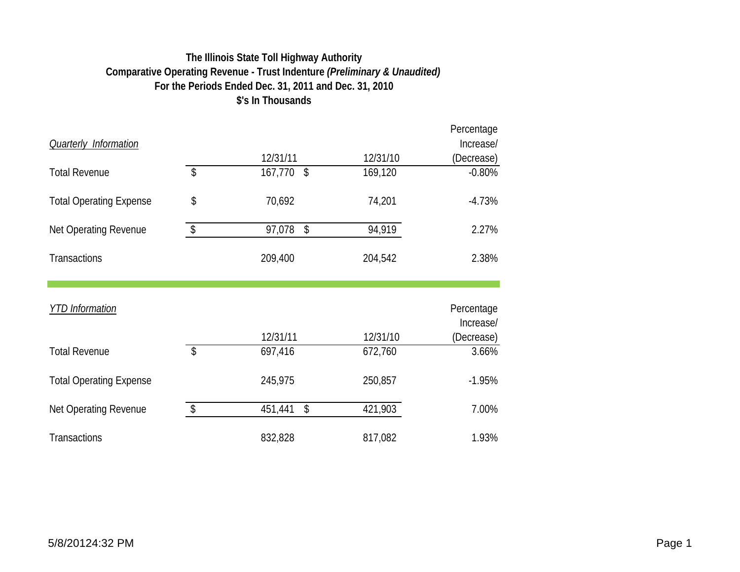# The Illinois State Toll Highway Authority
## Comparative Operating Revenue - Trust Indenture *(Preliminary & Unaudited)*
## For the Periods Ended Dec. 31, 2011 and Dec. 31, 2010
## $'s In Thousands

*Quarterly Information*

| | 12/31/11 | 12/31/10 | Percentage Increase/ (Decrease) |
|---|---|---|---|
| Total Revenue | $ 167,770 | $ 169,120 | -0.80% |
| Total Operating Expense | $ 70,692 | 74,201 | -4.73% |
| Net Operating Revenue | $ 97,078 | $ 94,919 | 2.27% |
| Transactions | 209,400 | 204,542 | 2.38% |

*YTD Information*

| | 12/31/11 | 12/31/10 | Percentage Increase/ (Decrease) |
|---|---|---|---|
| Total Revenue | $ 697,416 | 672,760 | 3.66% |
| Total Operating Expense | 245,975 | 250,857 | -1.95% |
| Net Operating Revenue | $ 451,441 | $ 421,903 | 7.00% |
| Transactions | 832,828 | 817,082 | 1.93% |

5/8/20124:32 PM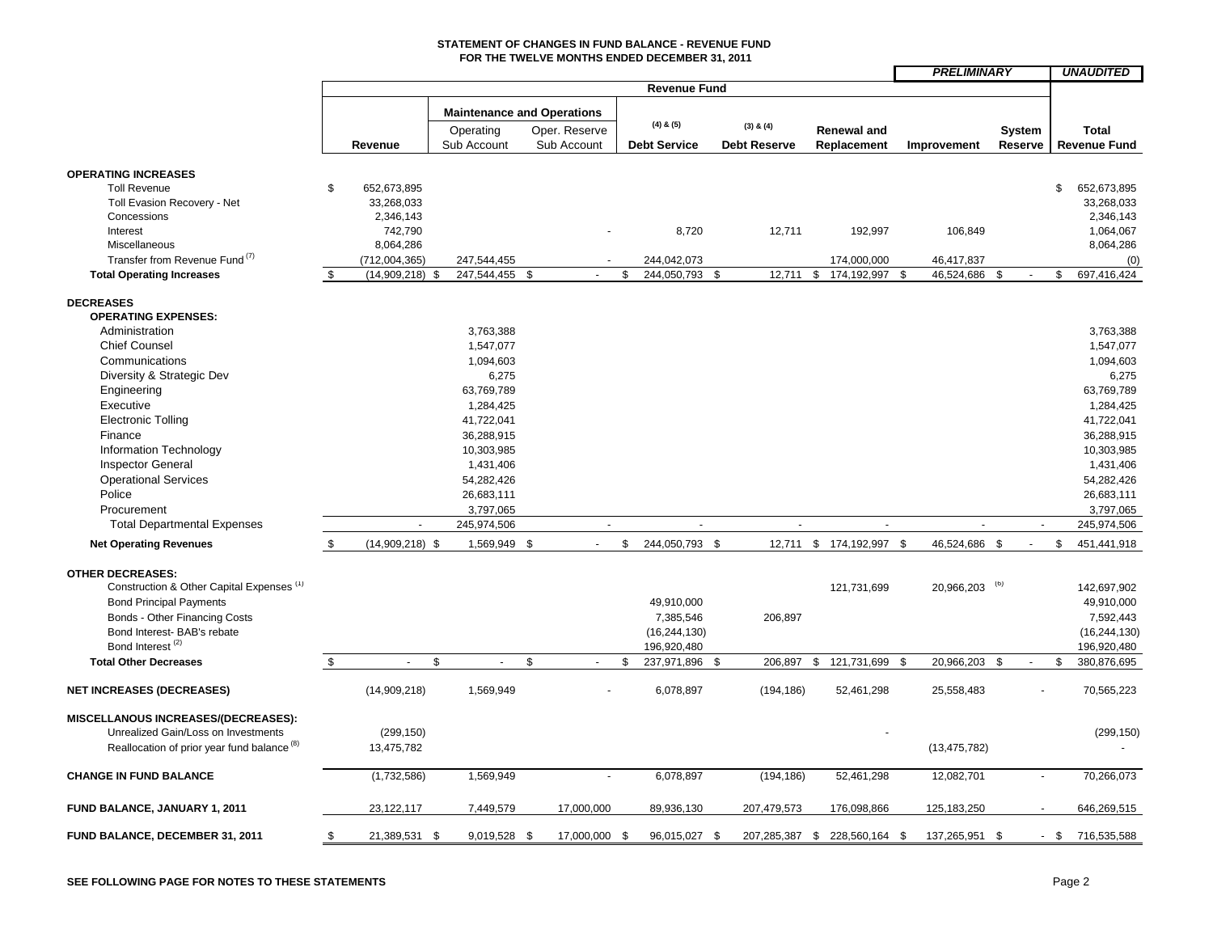**STATEMENT OF CHANGES IN FUND BALANCE - REVENUE FUND**
**FOR THE TWELVE MONTHS ENDED DECEMBER 31, 2011**

***PRELIMINARY*** ***UNAUDITED***

| | Revenue Fund | | | | | | | | | |
|---|---|---|---|---|---|---|---|---|---|
| | | Maintenance and Operations | | | | | | | | |
| | Revenue | Operating Sub Account | Oper. Reserve Sub Account | (4) & (5) Debt Service | (3) & (4) Debt Reserve | Renewal and Replacement | Improvement | System Reserve | Total Revenue Fund |
| **OPERATING INCREASES** | | | | | | | | | |
| Toll Revenue | $ 652,673,895 | | | | | | | | $ 652,673,895 |
| Toll Evasion Recovery - Net | 33,268,033 | | | | | | | | 33,268,033 |
| Concessions | 2,346,143 | | | | | | | | 2,346,143 |
| Interest | 742,790 | | - | 8,720 | 12,711 | 192,997 | 106,849 | | 1,064,067 |
| Miscellaneous | 8,064,286 | | | | | | | | 8,064,286 |
| Transfer from Revenue Fund [7] | (712,004,365) | 247,544,455 | - | 244,042,073 | | 174,000,000 | 46,417,837 | | (0) |
| **Total Operating Increases** | $ (14,909,218) | $ 247,544,455 | $ - | $ 244,050,793 | $ 12,711 | $ 174,192,997 | $ 46,524,686 | $ - | $ 697,416,424 |
| **DECREASES** | | | | | | | | | |
| **OPERATING EXPENSES:** | | | | | | | | | |
| Administration | | 3,763,388 | | | | | | | 3,763,388 |
| Chief Counsel | | 1,547,077 | | | | | | | 1,547,077 |
| Communications | | 1,094,603 | | | | | | | 1,094,603 |
| Diversity & Strategic Dev | | 6,275 | | | | | | | 6,275 |
| Engineering | | 63,769,789 | | | | | | | 63,769,789 |
| Executive | | 1,284,425 | | | | | | | 1,284,425 |
| Electronic Tolling | | 41,722,041 | | | | | | | 41,722,041 |
| Finance | | 36,288,915 | | | | | | | 36,288,915 |
| Information Technology | | 10,303,985 | | | | | | | 10,303,985 |
| Inspector General | | 1,431,406 | | | | | | | 1,431,406 |
| Operational Services | | 54,282,426 | | | | | | | 54,282,426 |
| Police | | 26,683,111 | | | | | | | 26,683,111 |
| Procurement | | 3,797,065 | | | | | | | 3,797,065 |
| Total Departmental Expenses | - | 245,974,506 | - | - | - | - | - | - | 245,974,506 |
| **Net Operating Revenues** | $ (14,909,218) | $ 1,569,949 | $ - | $ 244,050,793 | $ 12,711 | $ 174,192,997 | $ 46,524,686 | $ - | $ 451,441,918 |
| **OTHER DECREASES:** | | | | | | | | | |
| Construction & Other Capital Expenses [1] | | | | | | 121,731,699 | 20,966,203 [5] | | 142,697,902 |
| Bond Principal Payments | | | | 49,910,000 | | | | | 49,910,000 |
| Bonds - Other Financing Costs | | | | 7,385,546 | 206,897 | | | | 7,592,443 |
| Bond Interest- BAB's rebate | | | | (16,244,130) | | | | | (16,244,130) |
| Bond Interest [2] | | | | 196,920,480 | | | | | 196,920,480 |
| **Total Other Decreases** | $ - | $ - | $ - | $ 237,971,896 | $ 206,897 | $ 121,731,699 | $ 20,966,203 | $ - | $ 380,876,695 |
| **NET INCREASES (DECREASES)** | (14,909,218) | 1,569,949 | - | 6,078,897 | (194,186) | 52,461,298 | 25,558,483 | - | 70,565,223 |
| **MISCELLANEOUS INCREASES/(DECREASES):** | | | | | | | | | |
| Unrealized Gain/Loss on Investments | (299,150) | | | | | - | | | (299,150) |
| Reallocation of prior year fund balance [8] | 13,475,782 | | | | | | (13,475,782) | | - |
| **CHANGE IN FUND BALANCE** | (1,732,586) | 1,569,949 | - | 6,078,897 | (194,186) | 52,461,298 | 12,082,701 | - | 70,266,073 |
| **FUND BALANCE, JANUARY 1, 2011** | 23,122,117 | 7,449,579 | 17,000,000 | 89,936,130 | 207,479,573 | 176,098,866 | 125,183,250 | - | 646,269,515 |
| **FUND BALANCE, DECEMBER 31, 2011** | $ 21,389,531 | $ 9,019,528 | $ 17,000,000 | $ 96,015,027 | $ 207,285,387 | $ 228,560,164 | $ 137,265,951 | $ - | $ 716,535,588 |

**SEE FOLLOWING PAGE FOR NOTES TO THESE STATEMENTS**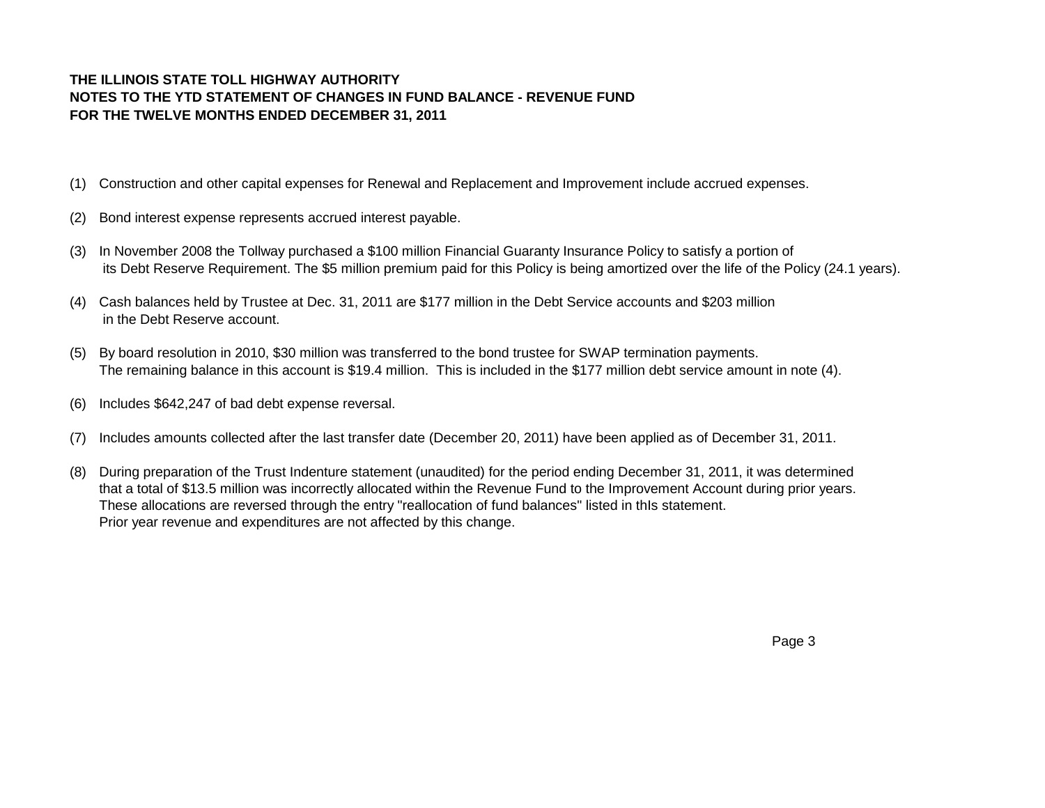**THE ILLINOIS STATE TOLL HIGHWAY AUTHORITY**
**NOTES TO THE YTD STATEMENT OF CHANGES IN FUND BALANCE - REVENUE FUND**
**FOR THE TWELVE MONTHS ENDED DECEMBER 31, 2011**

(1) Construction and other capital expenses for Renewal and Replacement and Improvement include accrued expenses.

(2) Bond interest expense represents accrued interest payable.

(3) In November 2008 the Tollway purchased a $100 million Financial Guaranty Insurance Policy to satisfy a portion of its Debt Reserve Requirement. The $5 million premium paid for this Policy is being amortized over the life of the Policy (24.1 years).

(4) Cash balances held by Trustee at Dec. 31, 2011 are $177 million in the Debt Service accounts and $203 million in the Debt Reserve account.

(5) By board resolution in 2010, $30 million was transferred to the bond trustee for SWAP termination payments. The remaining balance in this account is $19.4 million. This is included in the $177 million debt service amount in note (4).

(6) Includes $642,247 of bad debt expense reversal.

(7) Includes amounts collected after the last transfer date (December 20, 2011) have been applied as of December 31, 2011.

(8) During preparation of the Trust Indenture statement (unaudited) for the period ending December 31, 2011, it was determined that a total of $13.5 million was incorrectly allocated within the Revenue Fund to the Improvement Account during prior years. These allocations are reversed through the entry "reallocation of fund balances" listed in thIs statement. Prior year revenue and expenditures are not affected by this change.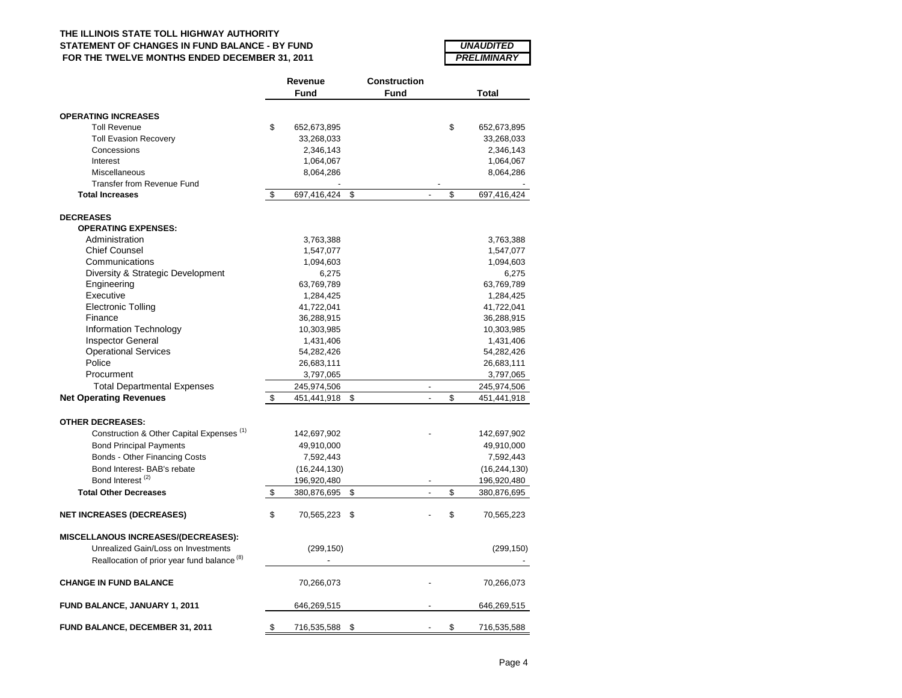**THE ILLINOIS STATE TOLL HIGHWAY AUTHORITY**
**STATEMENT OF CHANGES IN FUND BALANCE - BY FUND**
**FOR THE TWELVE MONTHS ENDED DECEMBER 31, 2011**

***UNAUDITED***
***PRELIMINARY***

| | Revenue Fund | Construction Fund | Total |
|---|---|---|---|
| **OPERATING INCREASES** | | | |
| Toll Revenue | $ 652,673,895 | | $ 652,673,895 |
| Toll Evasion Recovery | 33,268,033 | | 33,268,033 |
| Concessions | 2,346,143 | | 2,346,143 |
| Interest | 1,064,067 | | 1,064,067 |
| Miscellaneous | 8,064,286 | | 8,064,286 |
| Transfer from Revenue Fund | - | - | - |
| **Total Increases** | $ 697,416,424 | $ - | $ 697,416,424 |
| **DECREASES** | | | |
| **OPERATING EXPENSES:** | | | |
| Administration | 3,763,388 | | 3,763,388 |
| Chief Counsel | 1,547,077 | | 1,547,077 |
| Communications | 1,094,603 | | 1,094,603 |
| Diversity & Strategic Development | 6,275 | | 6,275 |
| Engineering | 63,769,789 | | 63,769,789 |
| Executive | 1,284,425 | | 1,284,425 |
| Electronic Tolling | 41,722,041 | | 41,722,041 |
| Finance | 36,288,915 | | 36,288,915 |
| Information Technology | 10,303,985 | | 10,303,985 |
| Inspector General | 1,431,406 | | 1,431,406 |
| Operational Services | 54,282,426 | | 54,282,426 |
| Police | 26,683,111 | | 26,683,111 |
| Procurment | 3,797,065 | | 3,797,065 |
| Total Departmental Expenses | 245,974,506 | - | 245,974,506 |
| **Net Operating Revenues** | $ 451,441,918 | $ - | $ 451,441,918 |
| **OTHER DECREASES:** | | | |
| Construction & Other Capital Expenses [(1)] | 142,697,902 | - | 142,697,902 |
| Bond Principal Payments | 49,910,000 | | 49,910,000 |
| Bonds - Other Financing Costs | 7,592,443 | | 7,592,443 |
| Bond Interest- BAB's rebate | (16,244,130) | | (16,244,130) |
| Bond Interest [(2)] | 196,920,480 | - | 196,920,480 |
| **Total Other Decreases** | $ 380,876,695 | $ - | $ 380,876,695 |
| **NET INCREASES (DECREASES)** | $ 70,565,223 | $ - | $ 70,565,223 |
| **MISCELLANOUS INCREASES/(DECREASES):** | | | |
| Unrealized Gain/Loss on Investments | (299,150) | | (299,150) |
| Reallocation of prior year fund balance [(8)] | - | | - |
| **CHANGE IN FUND BALANCE** | 70,266,073 | - | 70,266,073 |
| **FUND BALANCE, JANUARY 1, 2011** | 646,269,515 | - | 646,269,515 |
| **FUND BALANCE, DECEMBER 31, 2011** | $ 716,535,588 | $ - | $ 716,535,588 |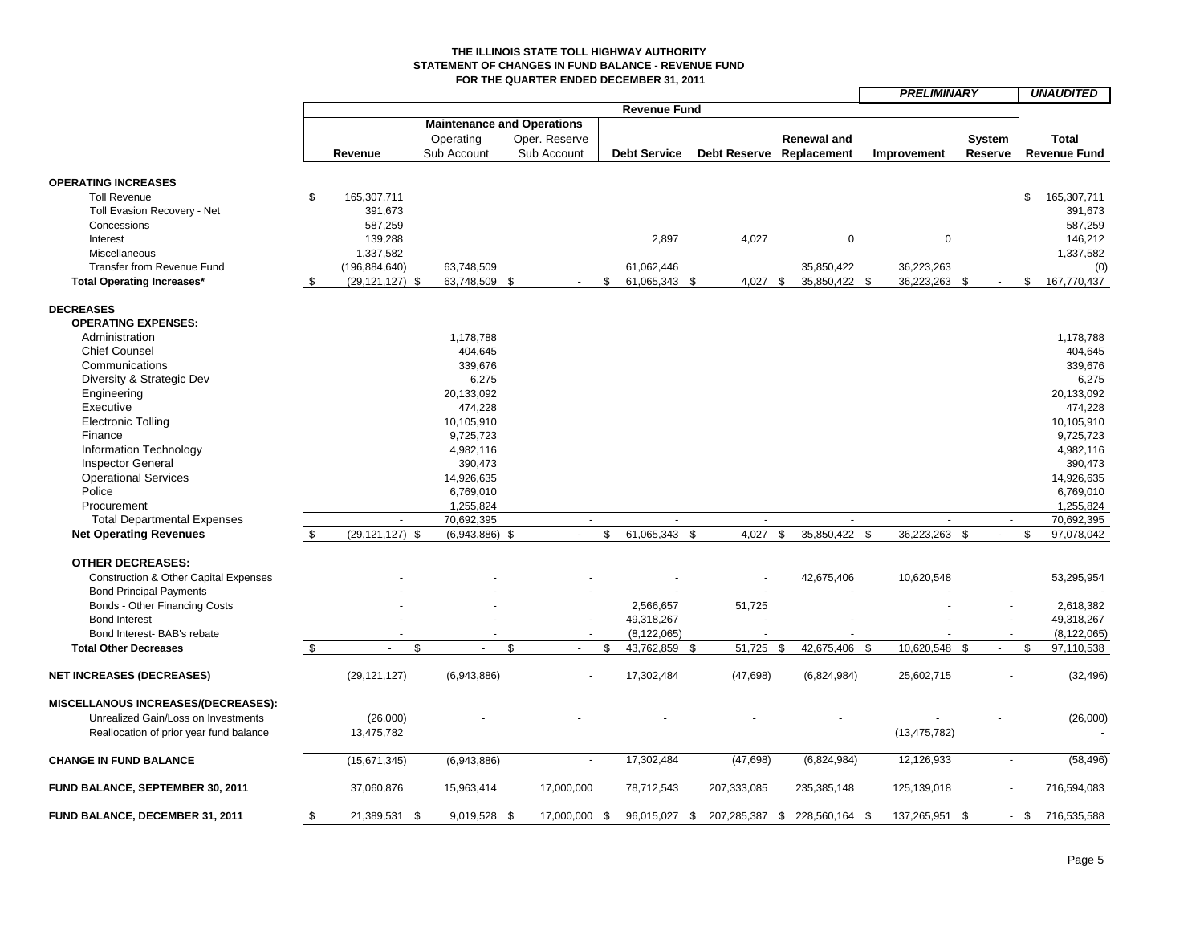# THE ILLINOIS STATE TOLL HIGHWAY AUTHORITY
## STATEMENT OF CHANGES IN FUND BALANCE - REVENUE FUND
### FOR THE QUARTER ENDED DECEMBER 31, 2011

*PRELIMINARY* *UNAUDITED*

| | Revenue Fund | | | | | | | | | |
|---|---|---|---|---|---|---|---|---|---|---|
| | | Maintenance and Operations | | | | | | | | |
| | Revenue | Operating Sub Account | Oper. Reserve Sub Account | Debt Service | Debt Reserve | Renewal and Replacement | Improvement | System Reserve | Total Revenue Fund |
| **OPERATING INCREASES** | | | | | | | | | |
| Toll Revenue | $ 165,307,711 | | | | | | | | $ 165,307,711 |
| Toll Evasion Recovery - Net | 391,673 | | | | | | | | 391,673 |
| Concessions | 587,259 | | | | | | | | 587,259 |
| Interest | 139,288 | | | 2,897 | 4,027 | 0 | 0 | | 146,212 |
| Miscellaneous | 1,337,582 | | | | | | | | 1,337,582 |
| Transfer from Revenue Fund | (196,884,640) | 63,748,509 | | 61,062,446 | | 35,850,422 | 36,223,263 | | (0) |
| **Total Operating Increases*** | $ (29,121,127) | $ 63,748,509 | $ - | $ 61,065,343 | $ 4,027 | $ 35,850,422 | $ 36,223,263 | $ - | $ 167,770,437 |
| **DECREASES** | | | | | | | | | |
| **OPERATING EXPENSES:** | | | | | | | | | |
| Administration | | 1,178,788 | | | | | | | 1,178,788 |
| Chief Counsel | | 404,645 | | | | | | | 404,645 |
| Communications | | 339,676 | | | | | | | 339,676 |
| Diversity & Strategic Dev | | 6,275 | | | | | | | 6,275 |
| Engineering | | 20,133,092 | | | | | | | 20,133,092 |
| Executive | | 474,228 | | | | | | | 474,228 |
| Electronic Tolling | | 10,105,910 | | | | | | | 10,105,910 |
| Finance | | 9,725,723 | | | | | | | 9,725,723 |
| Information Technology | | 4,982,116 | | | | | | | 4,982,116 |
| Inspector General | | 390,473 | | | | | | | 390,473 |
| Operational Services | | 14,926,635 | | | | | | | 14,926,635 |
| Police | | 6,769,010 | | | | | | | 6,769,010 |
| Procurement | | 1,255,824 | | | | | | | 1,255,824 |
| Total Departmental Expenses | - | 70,692,395 | - | - | - | - | - | - | 70,692,395 |
| **Net Operating Revenues** | $ (29,121,127) | $ (6,943,886) | $ - | $ 61,065,343 | $ 4,027 | $ 35,850,422 | $ 36,223,263 | $ - | $ 97,078,042 |
| **OTHER DECREASES:** | | | | | | | | | |
| Construction & Other Capital Expenses | - | - | - | - | - | 42,675,406 | 10,620,548 | | 53,295,954 |
| Bond Principal Payments | - | - | - | - | - | - | - | - | - |
| Bonds - Other Financing Costs | - | - | - | 2,566,657 | 51,725 | | - | - | 2,618,382 |
| Bond Interest | - | - | - | 49,318,267 | - | - | - | - | 49,318,267 |
| Bond Interest- BAB's rebate | - | - | - | (8,122,065) | - | - | - | - | (8,122,065) |
| **Total Other Decreases** | $ - | $ - | $ - | $ 43,762,859 | $ 51,725 | $ 42,675,406 | $ 10,620,548 | $ - | $ 97,110,538 |
| **NET INCREASES (DECREASES)** | (29,121,127) | (6,943,886) | - | 17,302,484 | (47,698) | (6,824,984) | 25,602,715 | - | (32,496) |
| **MISCELLANOUS INCREASES/(DECREASES):** | | | | | | | | | |
| Unrealized Gain/Loss on Investments | (26,000) | - | - | - | - | - | - | - | (26,000) |
| Reallocation of prior year fund balance | 13,475,782 | | | | | | (13,475,782) | | - |
| **CHANGE IN FUND BALANCE** | (15,671,345) | (6,943,886) | - | 17,302,484 | (47,698) | (6,824,984) | 12,126,933 | - | (58,496) |
| **FUND BALANCE, SEPTEMBER 30, 2011** | 37,060,876 | 15,963,414 | 17,000,000 | 78,712,543 | 207,333,085 | 235,385,148 | 125,139,018 | - | 716,594,083 |
| **FUND BALANCE, DECEMBER 31, 2011** | $ 21,389,531 | $ 9,019,528 | $ 17,000,000 | $ 96,015,027 | $ 207,285,387 | $ 228,560,164 | $ 137,265,951 | $ - | $ 716,535,588 |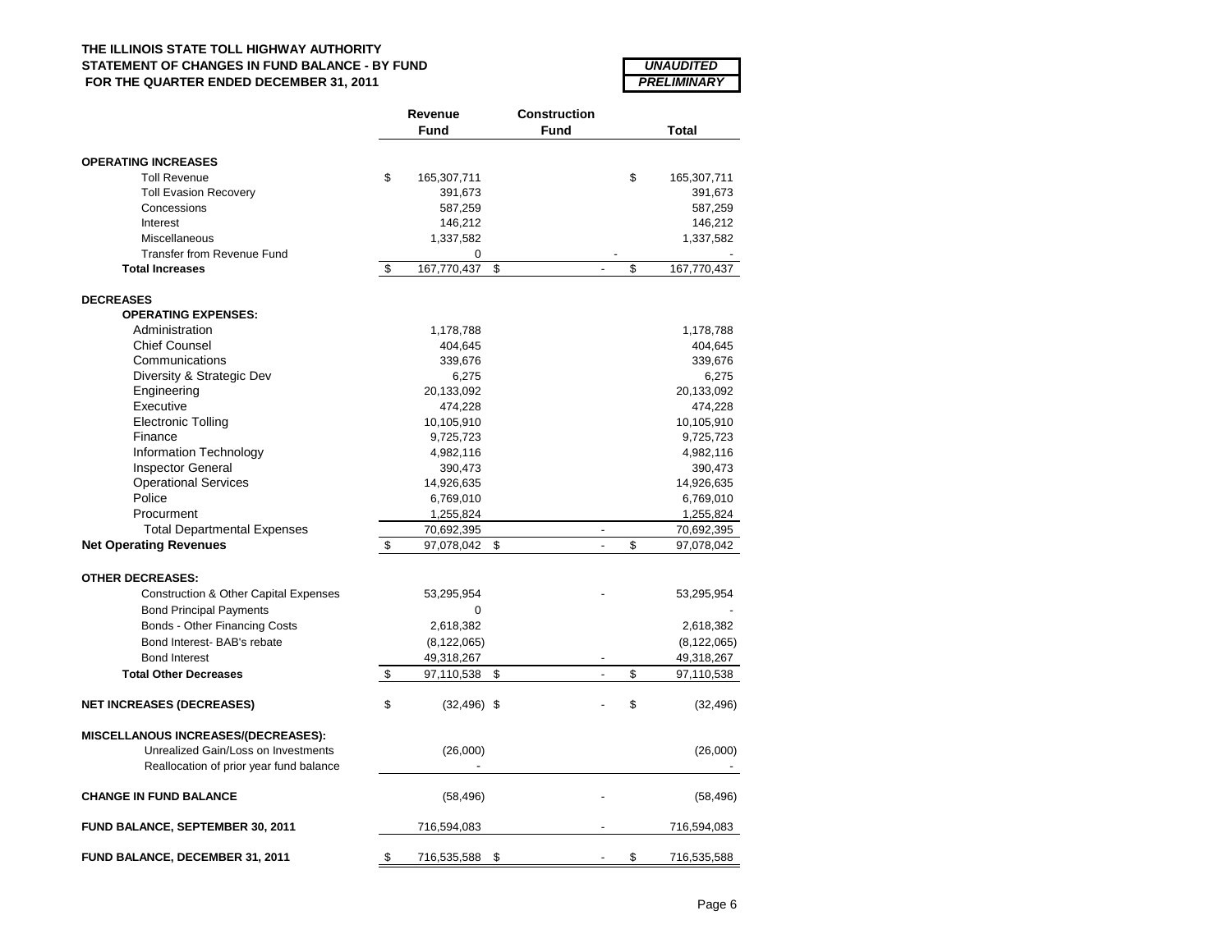**THE ILLINOIS STATE TOLL HIGHWAY AUTHORITY**
**STATEMENT OF CHANGES IN FUND BALANCE - BY FUND**
**FOR THE QUARTER ENDED DECEMBER 31, 2011**

***UNAUDITED***
***PRELIMINARY***

| | Revenue Fund | Construction Fund | Total |
|---|---|---|---|
| **OPERATING INCREASES** | | | |
| Toll Revenue | $ 165,307,711 | | $ 165,307,711 |
| Toll Evasion Recovery | 391,673 | | 391,673 |
| Concessions | 587,259 | | 587,259 |
| Interest | 146,212 | | 146,212 |
| Miscellaneous | 1,337,582 | | 1,337,582 |
| Transfer from Revenue Fund | 0 | - | - |
| **Total Increases** | $ 167,770,437 | $ - | $ 167,770,437 |
| **DECREASES** | | | |
| **OPERATING EXPENSES:** | | | |
| Administration | 1,178,788 | | 1,178,788 |
| Chief Counsel | 404,645 | | 404,645 |
| Communications | 339,676 | | 339,676 |
| Diversity & Strategic Dev | 6,275 | | 6,275 |
| Engineering | 20,133,092 | | 20,133,092 |
| Executive | 474,228 | | 474,228 |
| Electronic Tolling | 10,105,910 | | 10,105,910 |
| Finance | 9,725,723 | | 9,725,723 |
| Information Technology | 4,982,116 | | 4,982,116 |
| Inspector General | 390,473 | | 390,473 |
| Operational Services | 14,926,635 | | 14,926,635 |
| Police | 6,769,010 | | 6,769,010 |
| Procurment | 1,255,824 | | 1,255,824 |
| Total Departmental Expenses | 70,692,395 | - | 70,692,395 |
| **Net Operating Revenues** | $ 97,078,042 | $ - | $ 97,078,042 |
| **OTHER DECREASES:** | | | |
| Construction & Other Capital Expenses | 53,295,954 | - | 53,295,954 |
| Bond Principal Payments | 0 | | - |
| Bonds - Other Financing Costs | 2,618,382 | | 2,618,382 |
| Bond Interest- BAB's rebate | (8,122,065) | | (8,122,065) |
| Bond Interest | 49,318,267 | - | 49,318,267 |
| **Total Other Decreases** | $ 97,110,538 | $ - | $ 97,110,538 |
| **NET INCREASES (DECREASES)** | $ (32,496) | $ - | $ (32,496) |
| **MISCELLANOUS INCREASES/(DECREASES):** | | | |
| Unrealized Gain/Loss on Investments | (26,000) | | (26,000) |
| Reallocation of prior year fund balance | - | | - |
| **CHANGE IN FUND BALANCE** | (58,496) | - | (58,496) |
| **FUND BALANCE, SEPTEMBER 30, 2011** | 716,594,083 | - | 716,594,083 |
| **FUND BALANCE, DECEMBER 31, 2011** | $ 716,535,588 | $ - | $ 716,535,588 |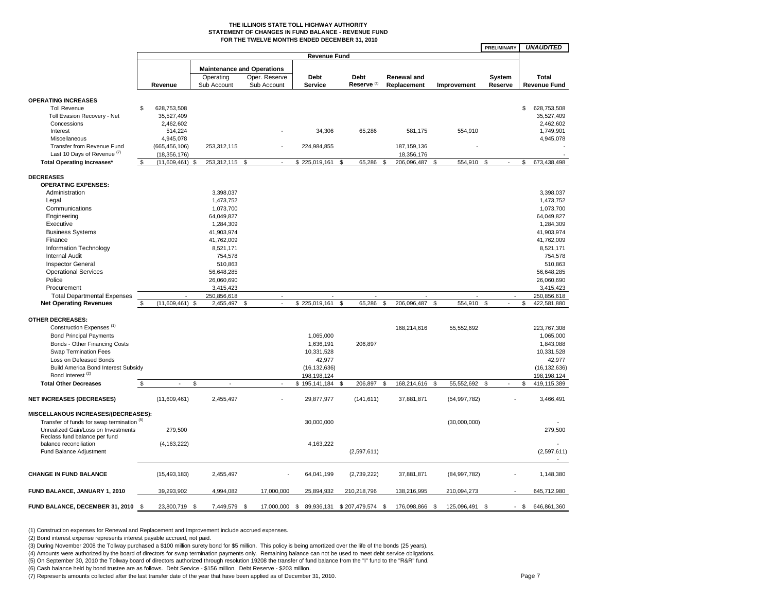# THE ILLINOIS STATE TOLL HIGHWAY AUTHORITY
## STATEMENT OF CHANGES IN FUND BALANCE - REVENUE FUND
### FOR THE TWELVE MONTHS ENDED DECEMBER 31, 2010

**PRELIMINARY** ***UNAUDITED***

| | Revenue Fund | | | | | | | | | |
|---|---|---|---|---|---|---|---|---|---|---|
| | | Maintenance and Operations | | | | | | | | |
| | Revenue | Operating Sub Account | Oper. Reserve Sub Account | Debt Service | Debt Reserve [3] | Renewal and Replacement | Improvement | System Reserve | Total Revenue Fund |
| **OPERATING INCREASES** | | | | | | | | | |
| Toll Revenue | $ 628,753,508 | | | | | | | | $ 628,753,508 |
| Toll Evasion Recovery - Net | 35,527,409 | | | | | | | | 35,527,409 |
| Concessions | 2,462,602 | | | | | | | | 2,462,602 |
| Interest | 514,224 | | - | 34,306 | 65,286 | 581,175 | 554,910 | | 1,749,901 |
| Miscellaneous | 4,945,078 | | | | | | | | 4,945,078 |
| Transfer from Revenue Fund | (665,456,106) | 253,312,115 | - | 224,984,855 | | 187,159,136 | - | | - |
| Last 10 Days of Revenue [7] | (18,356,176) | | | | | 18,356,176 | | | - |
| **Total Operating Increases*** | $ (11,609,461) | $ 253,312,115 | $ - | $ 225,019,161 | $ 65,286 | $ 206,096,487 | $ 554,910 | $ - | $ 673,438,498 |
| **DECREASES** | | | | | | | | | |
| **OPERATING EXPENSES:** | | | | | | | | | |
| Administration | | 3,398,037 | | | | | | | 3,398,037 |
| Legal | | 1,473,752 | | | | | | | 1,473,752 |
| Communications | | 1,073,700 | | | | | | | 1,073,700 |
| Engineering | | 64,049,827 | | | | | | | 64,049,827 |
| Executive | | 1,284,309 | | | | | | | 1,284,309 |
| Business Systems | | 41,903,974 | | | | | | | 41,903,974 |
| Finance | | 41,762,009 | | | | | | | 41,762,009 |
| Information Technology | | 8,521,171 | | | | | | | 8,521,171 |
| Internal Audit | | 754,578 | | | | | | | 754,578 |
| Inspector General | | 510,863 | | | | | | | 510,863 |
| Operational Services | | 56,648,285 | | | | | | | 56,648,285 |
| Police | | 26,060,690 | | | | | | | 26,060,690 |
| Procurement | | 3,415,423 | | | | | | | 3,415,423 |
| Total Departmental Expenses | - | 250,856,618 | - | - | - | - | - | - | 250,856,618 |
| **Net Operating Revenues** | $ (11,609,461) | $ 2,455,497 | $ - | $ 225,019,161 | $ 65,286 | $ 206,096,487 | $ 554,910 | $ - | $ 422,581,880 |
| **OTHER DECREASES:** | | | | | | | | | |
| Construction Expenses [1] | | | | | | 168,214,616 | 55,552,692 | | 223,767,308 |
| Bond Principal Payments | | | | 1,065,000 | | | | | 1,065,000 |
| Bonds - Other Financing Costs | | | | 1,636,191 | 206,897 | | | | 1,843,088 |
| Swap Termination Fees | | | | 10,331,528 | | | | | 10,331,528 |
| Loss on Defeased Bonds | | | | 42,977 | | | | | 42,977 |
| Build America Bond Interest Subsidy | | | | (16,132,636) | | | | | (16,132,636) |
| Bond Interest [2] | | | | 198,198,124 | | | | | 198,198,124 |
| **Total Other Decreases** | $ - | $ - | - | $ 195,141,184 | $ 206,897 | $ 168,214,616 | $ 55,552,692 | $ - | $ 419,115,389 |
| **NET INCREASES (DECREASES)** | (11,609,461) | 2,455,497 | - | 29,877,977 | (141,611) | 37,881,871 | (54,997,782) | - | 3,466,491 |
| **MISCELLANOUS INCREASES/(DECREASES):** | | | | | | | | | |
| Transfer of funds for swap termination [5] | | | | 30,000,000 | | | (30,000,000) | | - |
| Unrealized Gain/Loss on Investments | 279,500 | | | | | | | | 279,500 |
| Reclass fund balance per fund balance reconciliation | (4,163,222) | | | 4,163,222 | | | | | - |
| Fund Balance Adjustment | | | | | (2,597,611) | | | | (2,597,611) |
| | | | | | | | | | - |
| **CHANGE IN FUND BALANCE** | (15,493,183) | 2,455,497 | - | 64,041,199 | (2,739,222) | 37,881,871 | (84,997,782) | - | 1,148,380 |
| **FUND BALANCE, JANUARY 1, 2010** | 39,293,902 | 4,994,082 | 17,000,000 | 25,894,932 | 210,218,796 | 138,216,995 | 210,094,273 | - | 645,712,980 |
| **FUND BALANCE, DECEMBER 31, 2010** | $ 23,800,719 | $ 7,449,579 | $ 17,000,000 | $ 89,936,131 | $ 207,479,574 | $ 176,098,866 | $ 125,096,491 | $ - | $ 646,861,360 |

(1) Construction expenses for Renewal and Replacement and Improvement include accrued expenses.

(2) Bond interest expense represents interest payable accrued, not paid.

(3) During November 2008 the Tollway purchased a $100 million surety bond for $5 million. This policy is being amortized over the life of the bonds (25 years).

(4) Amounts were authorized by the board of directors for swap termination payments only. Remaining balance can not be used to meet debt service obligations.

(5) On September 30, 2010 the Tollway board of directors authorized through resolution 19208 the transfer of fund balance from the "I" fund to the "R&R" fund.

(6) Cash balance held by bond trustee are as follows. Debt Service - $156 million. Debt Reserve - $203 million.

(7) Represents amounts collected after the last transfer date of the year that have been applied as of December 31, 2010.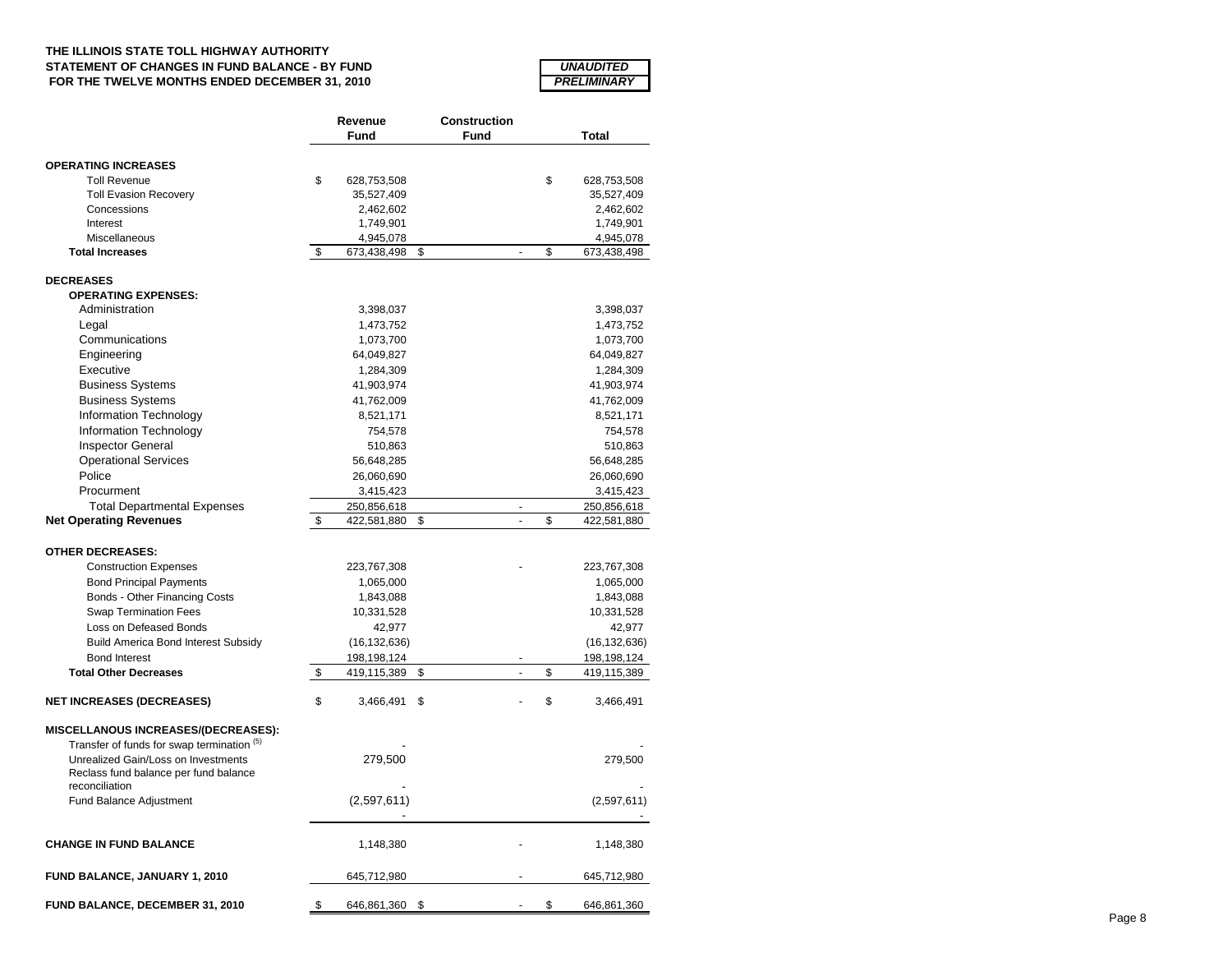**THE ILLINOIS STATE TOLL HIGHWAY AUTHORITY**
**STATEMENT OF CHANGES IN FUND BALANCE - BY FUND**
**FOR THE TWELVE MONTHS ENDED DECEMBER 31, 2010**

***UNAUDITED***
***PRELIMINARY***

| | Revenue Fund | Construction Fund | Total |
|---|---|---|---|
| **OPERATING INCREASES** | | | |
| Toll Revenue | $ 628,753,508 | | $ 628,753,508 |
| Toll Evasion Recovery | 35,527,409 | | 35,527,409 |
| Concessions | 2,462,602 | | 2,462,602 |
| Interest | 1,749,901 | | 1,749,901 |
| Miscellaneous | 4,945,078 | | 4,945,078 |
| **Total Increases** | $ 673,438,498 | $ - | $ 673,438,498 |
| **DECREASES** | | | |
| **OPERATING EXPENSES:** | | | |
| Administration | 3,398,037 | | 3,398,037 |
| Legal | 1,473,752 | | 1,473,752 |
| Communications | 1,073,700 | | 1,073,700 |
| Engineering | 64,049,827 | | 64,049,827 |
| Executive | 1,284,309 | | 1,284,309 |
| Business Systems | 41,903,974 | | 41,903,974 |
| Business Systems | 41,762,009 | | 41,762,009 |
| Information Technology | 8,521,171 | | 8,521,171 |
| Information Technology | 754,578 | | 754,578 |
| Inspector General | 510,863 | | 510,863 |
| Operational Services | 56,648,285 | | 56,648,285 |
| Police | 26,060,690 | | 26,060,690 |
| Procurment | 3,415,423 | | 3,415,423 |
| Total Departmental Expenses | 250,856,618 | - | 250,856,618 |
| **Net Operating Revenues** | $ 422,581,880 | $ - | $ 422,581,880 |
| **OTHER DECREASES:** | | | |
| Construction Expenses | 223,767,308 | - | 223,767,308 |
| Bond Principal Payments | 1,065,000 | | 1,065,000 |
| Bonds - Other Financing Costs | 1,843,088 | | 1,843,088 |
| Swap Termination Fees | 10,331,528 | | 10,331,528 |
| Loss on Defeased Bonds | 42,977 | | 42,977 |
| Build America Bond Interest Subsidy | (16,132,636) | | (16,132,636) |
| Bond Interest | 198,198,124 | - | 198,198,124 |
| **Total Other Decreases** | $ 419,115,389 | $ - | $ 419,115,389 |
| **NET INCREASES (DECREASES)** | $ 3,466,491 | $ - | $ 3,466,491 |
| **MISCELLANEOUS INCREASES/(DECREASES):** | | | |
| Transfer of funds for swap termination [5] | - | | - |
| Unrealized Gain/Loss on Investments | 279,500 | | 279,500 |
| Reclass fund balance per fund balance reconciliation | - | | - |
| Fund Balance Adjustment | (2,597,611) | | (2,597,611) |
| | - | | - |
| **CHANGE IN FUND BALANCE** | 1,148,380 | - | 1,148,380 |
| **FUND BALANCE, JANUARY 1, 2010** | 645,712,980 | - | 645,712,980 |
| **FUND BALANCE, DECEMBER 31, 2010** | $ 646,861,360 | $ - | $ 646,861,360 |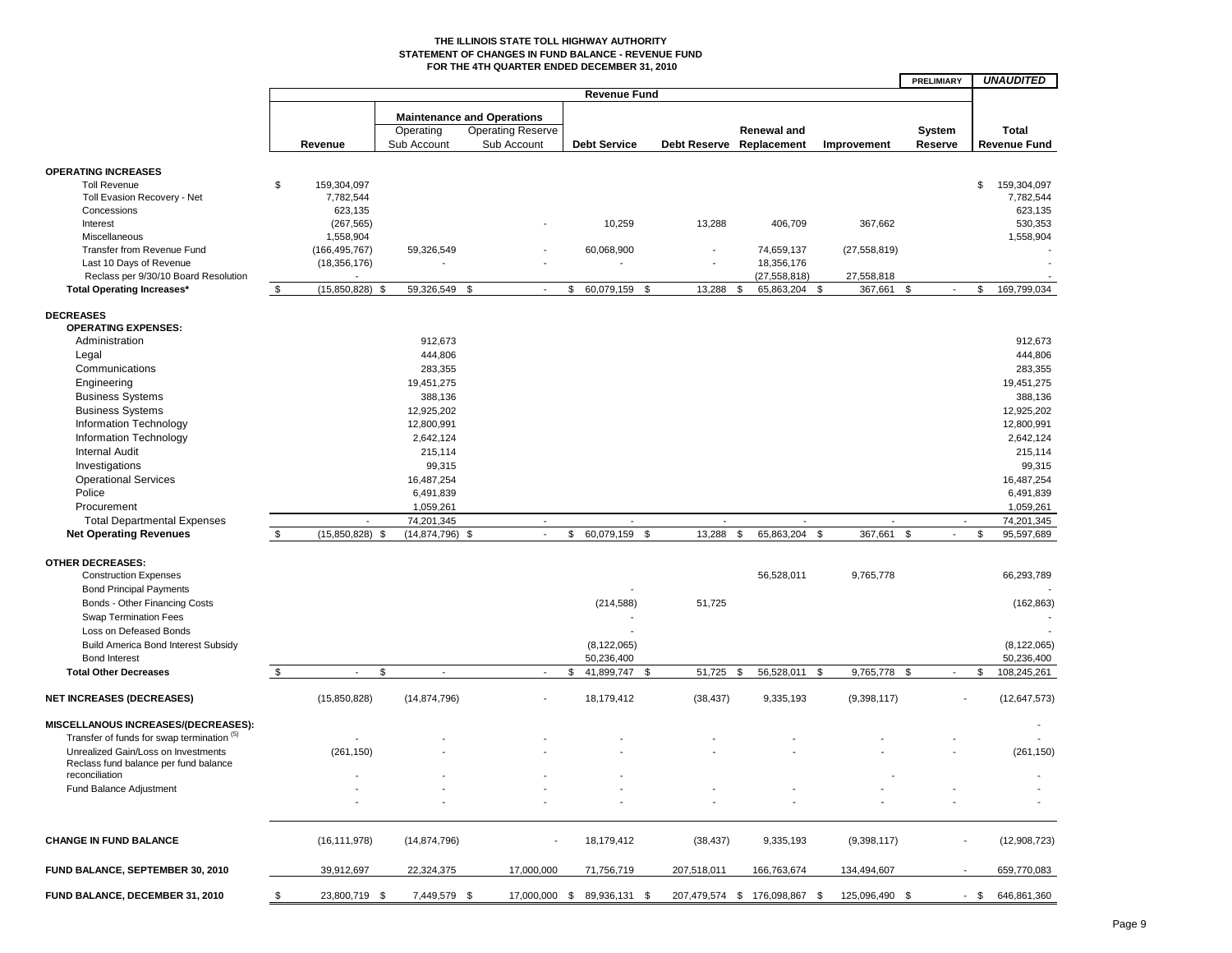# THE ILLINOIS STATE TOLL HIGHWAY AUTHORITY
## STATEMENT OF CHANGES IN FUND BALANCE - REVENUE FUND
### FOR THE 4TH QUARTER ENDED DECEMBER 31, 2010

**PRELIMIARY** *UNAUDITED*

| | Revenue Fund | | | | | | | | Total |
|---|---|---|---|---|---|---|---|---|---|
| | | Maintenance and Operations | | | | | | | |
| | Revenue | Operating Sub Account | Operating Reserve Sub Account | Debt Service | Debt Reserve | Renewal and Replacement | Improvement | System Reserve | Total Revenue Fund |
| **OPERATING INCREASES** | | | | | | | | | |
| Toll Revenue | $ 159,304,097 | | | | | | | | $ 159,304,097 |
| Toll Evasion Recovery - Net | 7,782,544 | | | | | | | | 7,782,544 |
| Concessions | 623,135 | | | | | | | | 623,135 |
| Interest | (267,565) | | - | 10,259 | 13,288 | 406,709 | 367,662 | | 530,353 |
| Miscellaneous | 1,558,904 | | | | | | | | 1,558,904 |
| Transfer from Revenue Fund | (166,495,767) | 59,326,549 | - | 60,068,900 | - | 74,659,137 | (27,558,819) | | - |
| Last 10 Days of Revenue | (18,356,176) | - | - | - | - | 18,356,176 | | | - |
| Reclass per 9/30/10 Board Resolution | - | | | | | (27,558,818) | 27,558,818 | | - |
| **Total Operating Increases*** | $ (15,850,828) | $ 59,326,549 | $ - | $ 60,079,159 | $ 13,288 | $ 65,863,204 | $ 367,661 | $ - | $ 169,799,034 |
| **DECREASES** | | | | | | | | | |
| **OPERATING EXPENSES:** | | | | | | | | | |
| Administration | | 912,673 | | | | | | | 912,673 |
| Legal | | 444,806 | | | | | | | 444,806 |
| Communications | | 283,355 | | | | | | | 283,355 |
| Engineering | | 19,451,275 | | | | | | | 19,451,275 |
| Business Systems | | 388,136 | | | | | | | 388,136 |
| Business Systems | | 12,925,202 | | | | | | | 12,925,202 |
| Information Technology | | 12,800,991 | | | | | | | 12,800,991 |
| Information Technology | | 2,642,124 | | | | | | | 2,642,124 |
| Internal Audit | | 215,114 | | | | | | | 215,114 |
| Investigations | | 99,315 | | | | | | | 99,315 |
| Operational Services | | 16,487,254 | | | | | | | 16,487,254 |
| Police | | 6,491,839 | | | | | | | 6,491,839 |
| Procurement | | 1,059,261 | | | | | | | 1,059,261 |
| Total Departmental Expenses | - | 74,201,345 | - | - | - | - | - | - | 74,201,345 |
| **Net Operating Revenues** | $ (15,850,828) | $ (14,874,796) | $ - | $ 60,079,159 | $ 13,288 | $ 65,863,204 | $ 367,661 | $ - | $ 95,597,689 |
| **OTHER DECREASES:** | | | | | | | | | |
| Construction Expenses | | | | | | 56,528,011 | 9,765,778 | | 66,293,789 |
| Bond Principal Payments | | | | - | | | | | - |
| Bonds - Other Financing Costs | | | | (214,588) | 51,725 | | | | (162,863) |
| Swap Termination Fees | | | | - | | | | | - |
| Loss on Defeased Bonds | | | | - | | | | | - |
| Build America Bond Interest Subsidy | | | | (8,122,065) | | | | | (8,122,065) |
| Bond Interest | | | | 50,236,400 | | | | | 50,236,400 |
| **Total Other Decreases** | $ - | $ - | - | $ 41,899,747 | $ 51,725 | $ 56,528,011 | $ 9,765,778 | $ - | $ 108,245,261 |
| **NET INCREASES (DECREASES)** | (15,850,828) | (14,874,796) | - | 18,179,412 | (38,437) | 9,335,193 | (9,398,117) | - | (12,647,573) |
| **MISCELLANOUS INCREASES/(DECREASES):** | | | | | | | | | - |
| Transfer of funds for swap termination [(5)] | - | - | - | - | - | - | - | - | - |
| Unrealized Gain/Loss on Investments | (261,150) | - | - | - | - | - | - | - | (261,150) |
| Reclass fund balance per fund balance reconciliation | - | - | - | - | | | - | | - |
| Fund Balance Adjustment | - | - | - | - | - | - | - | - | - |
| | - | - | - | - | - | - | - | - | - |
| **CHANGE IN FUND BALANCE** | (16,111,978) | (14,874,796) | - | 18,179,412 | (38,437) | 9,335,193 | (9,398,117) | - | (12,908,723) |
| **FUND BALANCE, SEPTEMBER 30, 2010** | 39,912,697 | 22,324,375 | 17,000,000 | 71,756,719 | 207,518,011 | 166,763,674 | 134,494,607 | - | 659,770,083 |
| **FUND BALANCE, DECEMBER 31, 2010** | $ 23,800,719 | $ 7,449,579 | $ 17,000,000 | $ 89,936,131 | $ 207,479,574 | $ 176,098,867 | $ 125,096,490 | $ - | $ 646,861,360 |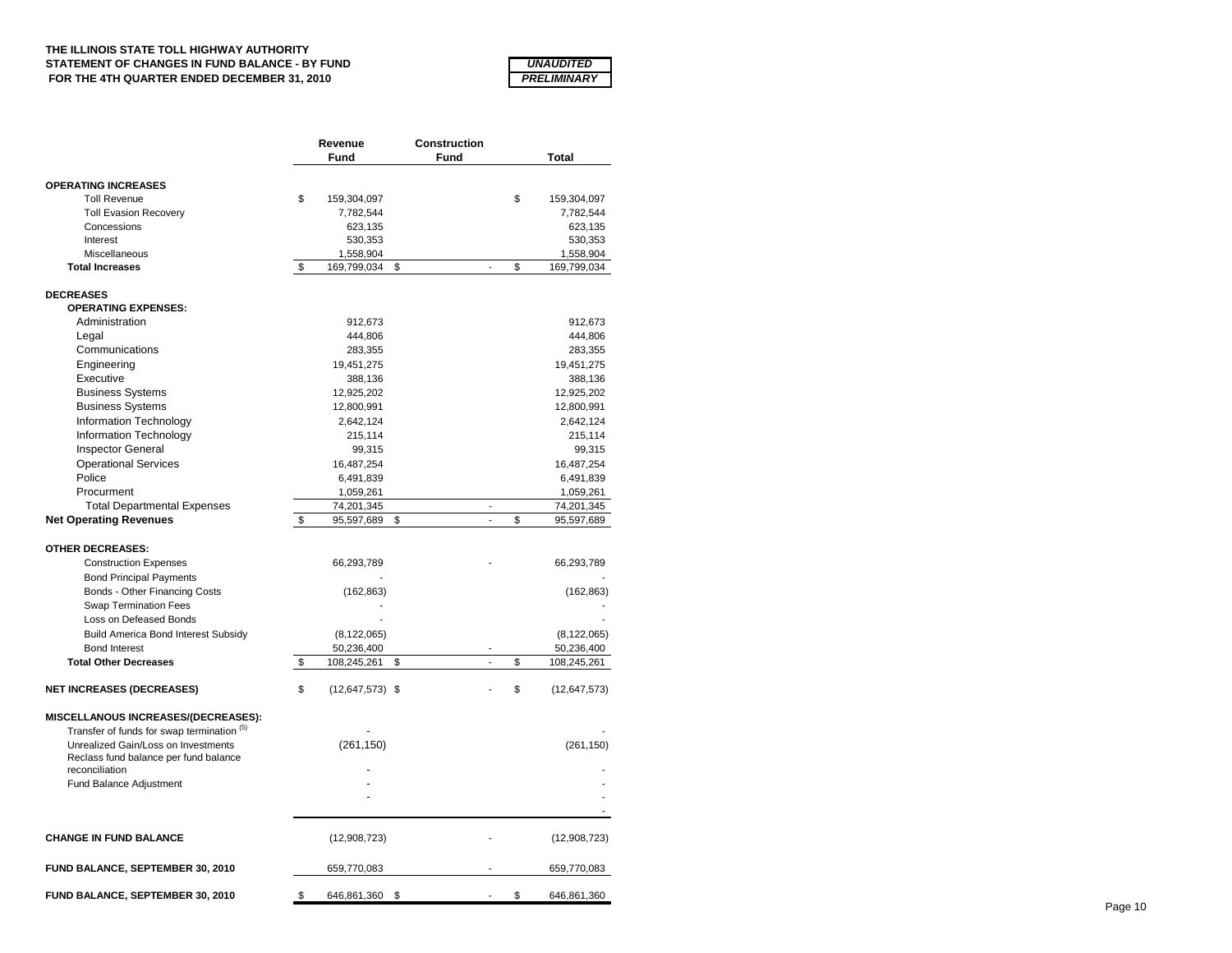**THE ILLINOIS STATE TOLL HIGHWAY AUTHORITY**
**STATEMENT OF CHANGES IN FUND BALANCE - BY FUND**
**FOR THE 4TH QUARTER ENDED DECEMBER 31, 2010**

***UNAUDITED***
***PRELIMINARY***

| | Revenue Fund | Construction Fund | Total |
|---|---|---|---|
| **OPERATING INCREASES** | | | |
| Toll Revenue | $ 159,304,097 | | $ 159,304,097 |
| Toll Evasion Recovery | 7,782,544 | | 7,782,544 |
| Concessions | 623,135 | | 623,135 |
| Interest | 530,353 | | 530,353 |
| Miscellaneous | 1,558,904 | | 1,558,904 |
| **Total Increases** | $ 169,799,034 | $ - | $ 169,799,034 |
| **DECREASES** | | | |
| **OPERATING EXPENSES:** | | | |
| Administration | 912,673 | | 912,673 |
| Legal | 444,806 | | 444,806 |
| Communications | 283,355 | | 283,355 |
| Engineering | 19,451,275 | | 19,451,275 |
| Executive | 388,136 | | 388,136 |
| Business Systems | 12,925,202 | | 12,925,202 |
| Business Systems | 12,800,991 | | 12,800,991 |
| Information Technology | 2,642,124 | | 2,642,124 |
| Information Technology | 215,114 | | 215,114 |
| Inspector General | 99,315 | | 99,315 |
| Operational Services | 16,487,254 | | 16,487,254 |
| Police | 6,491,839 | | 6,491,839 |
| Procurment | 1,059,261 | | 1,059,261 |
| Total Departmental Expenses | 74,201,345 | - | 74,201,345 |
| **Net Operating Revenues** | $ 95,597,689 | $ - | $ 95,597,689 |
| **OTHER DECREASES:** | | | |
| Construction Expenses | 66,293,789 | - | 66,293,789 |
| Bond Principal Payments | - | | - |
| Bonds - Other Financing Costs | (162,863) | | (162,863) |
| Swap Termination Fees | - | | - |
| Loss on Defeased Bonds | - | | - |
| Build America Bond Interest Subsidy | (8,122,065) | | (8,122,065) |
| Bond Interest | 50,236,400 | - | 50,236,400 |
| **Total Other Decreases** | $ 108,245,261 | $ - | $ 108,245,261 |
| **NET INCREASES (DECREASES)** | $ (12,647,573) | $ - | $ (12,647,573) |
| **MISCELLANOUS INCREASES/(DECREASES):** | | | |
| Transfer of funds for swap termination (5) | - | | - |
| Unrealized Gain/Loss on Investments | (261,150) | | (261,150) |
| Reclass fund balance per fund balance reconciliation | - | | - |
| Fund Balance Adjustment | - | | - |
| | - | | - |
| | | | - |
| **CHANGE IN FUND BALANCE** | (12,908,723) | - | (12,908,723) |
| **FUND BALANCE, SEPTEMBER 30, 2010** | 659,770,083 | - | 659,770,083 |
| **FUND BALANCE, SEPTEMBER 30, 2010** | $ 646,861,360 | $ - | $ 646,861,360 |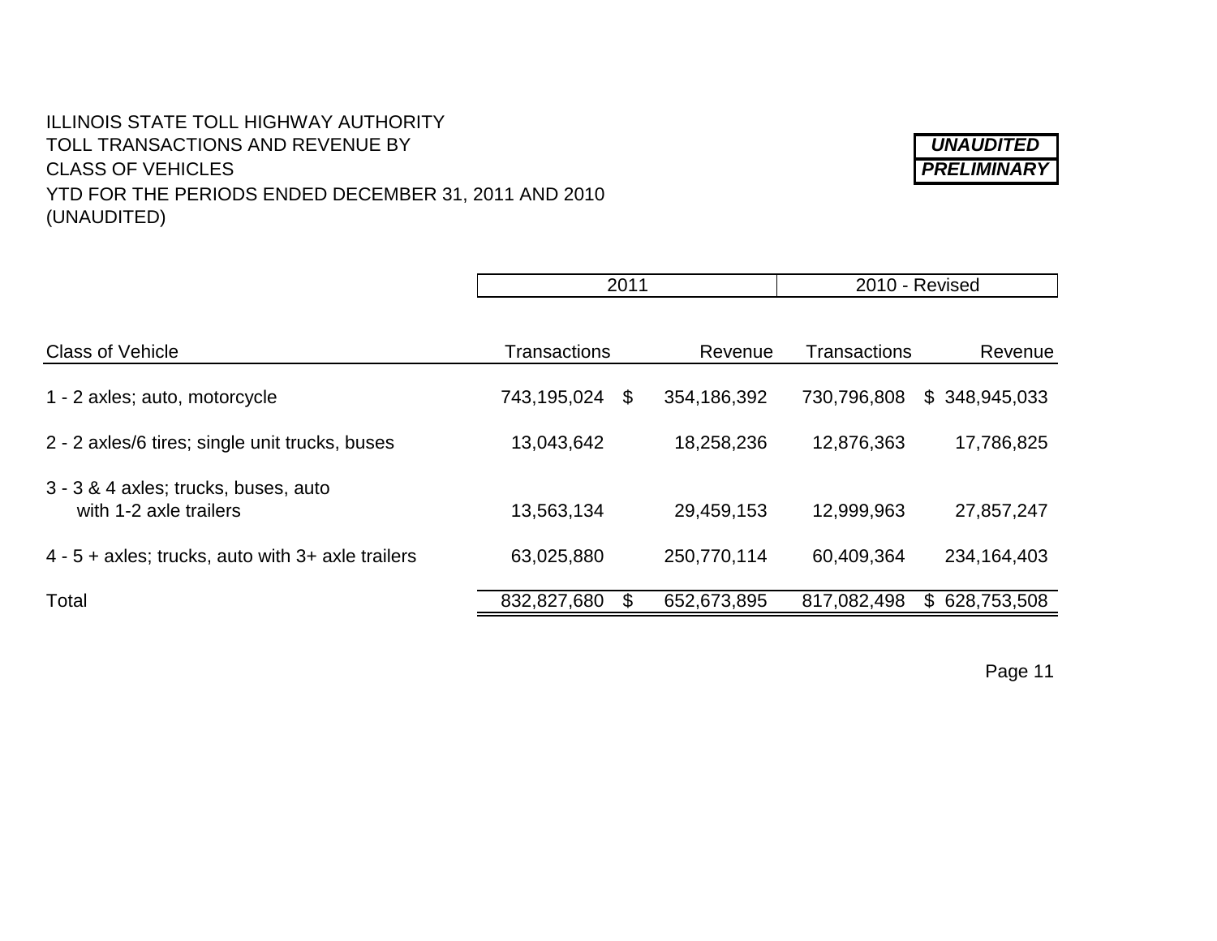ILLINOIS STATE TOLL HIGHWAY AUTHORITY
TOLL TRANSACTIONS AND REVENUE BY
CLASS OF VEHICLES
YTD FOR THE PERIODS ENDED DECEMBER 31, 2011 AND 2010
(UNAUDITED)

***UNAUDITED***
***PRELIMINARY***

| | 2011 | | 2010 - Revised | |
|---|---|---|---|---|
| Class of Vehicle | Transactions | Revenue | Transactions | Revenue |
| 1 - 2 axles; auto, motorcycle | 743,195,024 | $ 354,186,392 | 730,796,808 | $ 348,945,033 |
| 2 - 2 axles/6 tires; single unit trucks, buses | 13,043,642 | 18,258,236 | 12,876,363 | 17,786,825 |
| 3 - 3 & 4 axles; trucks, buses, auto with 1-2 axle trailers | 13,563,134 | 29,459,153 | 12,999,963 | 27,857,247 |
| 4 - 5 + axles; trucks, auto with 3+ axle trailers | 63,025,880 | 250,770,114 | 60,409,364 | 234,164,403 |
| Total | 832,827,680 | $ 652,673,895 | 817,082,498 | $ 628,753,508 |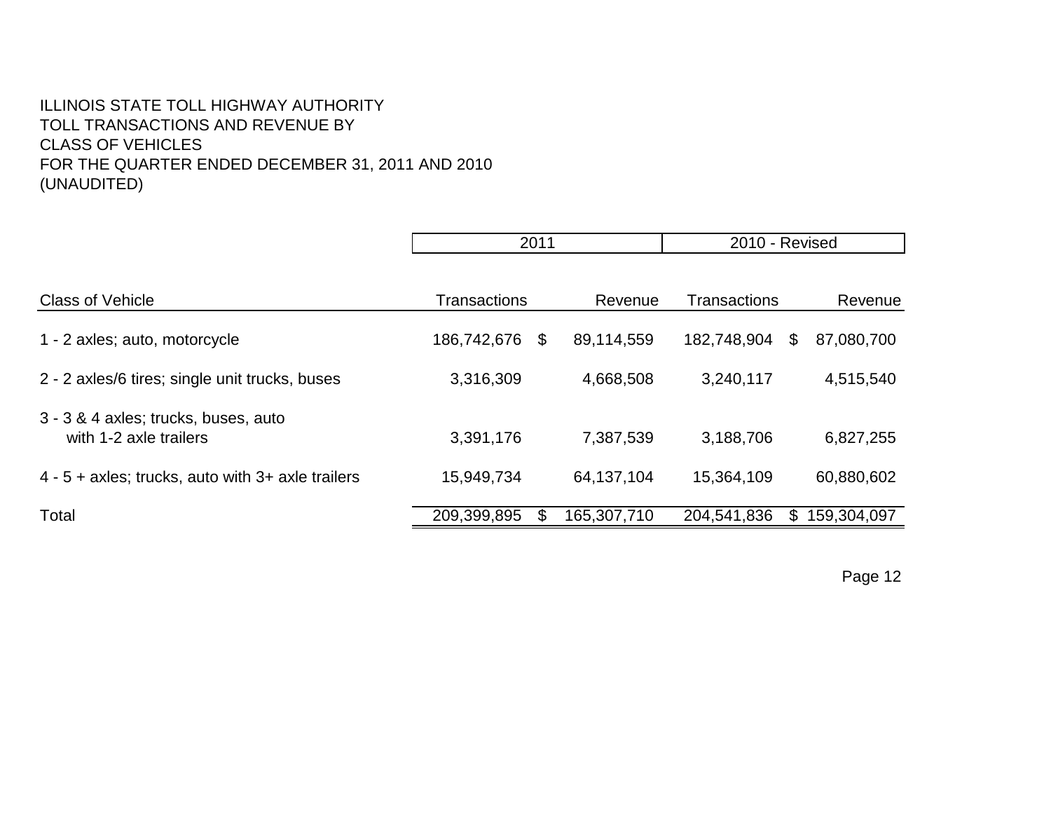ILLINOIS STATE TOLL HIGHWAY AUTHORITY
TOLL TRANSACTIONS AND REVENUE BY
CLASS OF VEHICLES
FOR THE QUARTER ENDED DECEMBER 31, 2011 AND 2010
(UNAUDITED)

| | 2011 | | 2010 - Revised | |
|---|---|---|---|---|
| Class of Vehicle | Transactions | Revenue | Transactions | Revenue |
| 1 - 2 axles; auto, motorcycle | 186,742,676 | $ 89,114,559 | 182,748,904 | $ 87,080,700 |
| 2 - 2 axles/6 tires; single unit trucks, buses | 3,316,309 | 4,668,508 | 3,240,117 | 4,515,540 |
| 3 - 3 & 4 axles; trucks, buses, auto with 1-2 axle trailers | 3,391,176 | 7,387,539 | 3,188,706 | 6,827,255 |
| 4 - 5 + axles; trucks, auto with 3+ axle trailers | 15,949,734 | 64,137,104 | 15,364,109 | 60,880,602 |
| Total | 209,399,895 | $ 165,307,710 | 204,541,836 | $ 159,304,097 |